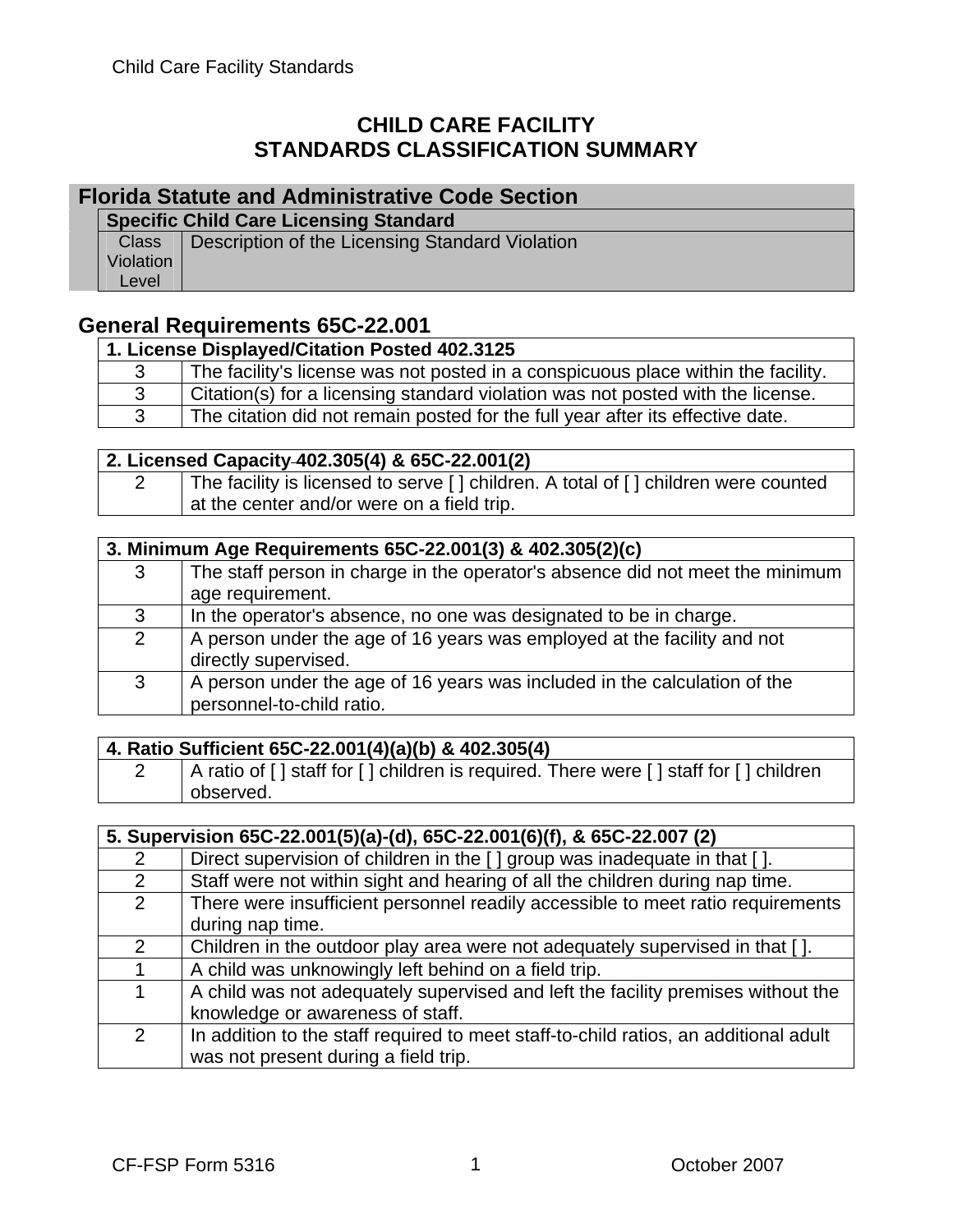# CHILD CARE FACILITY
# STANDARDS CLASSIFICATION SUMMARY

| Florida Statute and Administrative Code Section | |
|---|---|
| **Specific Child Care Licensing Standard** | |
| Class Violation Level | Description of the Licensing Standard Violation |

## General Requirements 65C-22.001

| 1. License Displayed/Citation Posted 402.3125 | |
|---|---|
| 3 | The facility's license was not posted in a conspicuous place within the facility. |
| 3 | Citation(s) for a licensing standard violation was not posted with the license. |
| 3 | The citation did not remain posted for the full year after its effective date. |

| 2. Licensed Capacity 402.305(4) & 65C-22.001(2) | |
|---|---|
| 2 | The facility is licensed to serve [ ] children. A total of [ ] children were counted at the center and/or were on a field trip. |

| 3. Minimum Age Requirements 65C-22.001(3) & 402.305(2)(c) | |
|---|---|
| 3 | The staff person in charge in the operator's absence did not meet the minimum age requirement. |
| 3 | In the operator's absence, no one was designated to be in charge. |
| 2 | A person under the age of 16 years was employed at the facility and not directly supervised. |
| 3 | A person under the age of 16 years was included in the calculation of the personnel-to-child ratio. |

| 4. Ratio Sufficient 65C-22.001(4)(a)(b) & 402.305(4) | |
|---|---|
| 2 | A ratio of [ ] staff for [ ] children is required. There were [ ] staff for [ ] children observed. |

| 5. Supervision 65C-22.001(5)(a)-(d), 65C-22.001(6)(f), & 65C-22.007 (2) | |
|---|---|
| 2 | Direct supervision of children in the [ ] group was inadequate in that [ ]. |
| 2 | Staff were not within sight and hearing of all the children during nap time. |
| 2 | There were insufficient personnel readily accessible to meet ratio requirements during nap time. |
| 2 | Children in the outdoor play area were not adequately supervised in that [ ]. |
| 1 | A child was unknowingly left behind on a field trip. |
| 1 | A child was not adequately supervised and left the facility premises without the knowledge or awareness of staff. |
| 2 | In addition to the staff required to meet staff-to-child ratios, an additional adult was not present during a field trip. |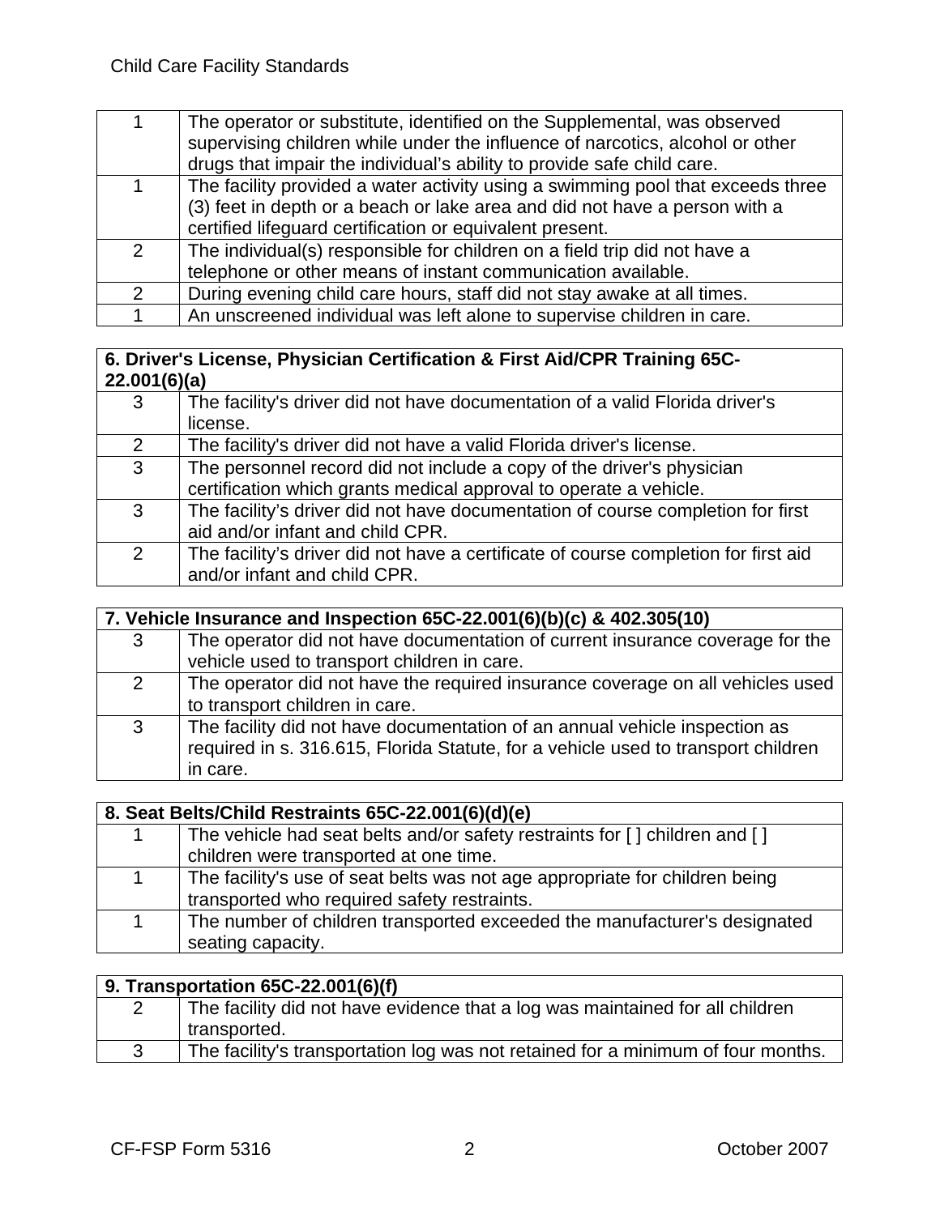| | |
|---|---|
| 1 | The operator or substitute, identified on the Supplemental, was observed supervising children while under the influence of narcotics, alcohol or other drugs that impair the individual's ability to provide safe child care. |
| 1 | The facility provided a water activity using a swimming pool that exceeds three (3) feet in depth or a beach or lake area and did not have a person with a certified lifeguard certification or equivalent present. |
| 2 | The individual(s) responsible for children on a field trip did not have a telephone or other means of instant communication available. |
| 2 | During evening child care hours, staff did not stay awake at all times. |
| 1 | An unscreened individual was left alone to supervise children in care. |

| **6. Driver's License, Physician Certification & First Aid/CPR Training 65C-22.001(6)(a)** | |
|---|---|
| 3 | The facility's driver did not have documentation of a valid Florida driver's license. |
| 2 | The facility's driver did not have a valid Florida driver's license. |
| 3 | The personnel record did not include a copy of the driver's physician certification which grants medical approval to operate a vehicle. |
| 3 | The facility's driver did not have documentation of course completion for first aid and/or infant and child CPR. |
| 2 | The facility's driver did not have a certificate of course completion for first aid and/or infant and child CPR. |

| **7. Vehicle Insurance and Inspection 65C-22.001(6)(b)(c) & 402.305(10)** | |
|---|---|
| 3 | The operator did not have documentation of current insurance coverage for the vehicle used to transport children in care. |
| 2 | The operator did not have the required insurance coverage on all vehicles used to transport children in care. |
| 3 | The facility did not have documentation of an annual vehicle inspection as required in s. 316.615, Florida Statute, for a vehicle used to transport children in care. |

| **8. Seat Belts/Child Restraints 65C-22.001(6)(d)(e)** | |
|---|---|
| 1 | The vehicle had seat belts and/or safety restraints for [ ] children and [ ] children were transported at one time. |
| 1 | The facility's use of seat belts was not age appropriate for children being transported who required safety restraints. |
| 1 | The number of children transported exceeded the manufacturer's designated seating capacity. |

| **9. Transportation 65C-22.001(6)(f)** | |
|---|---|
| 2 | The facility did not have evidence that a log was maintained for all children transported. |
| 3 | The facility's transportation log was not retained for a minimum of four months. |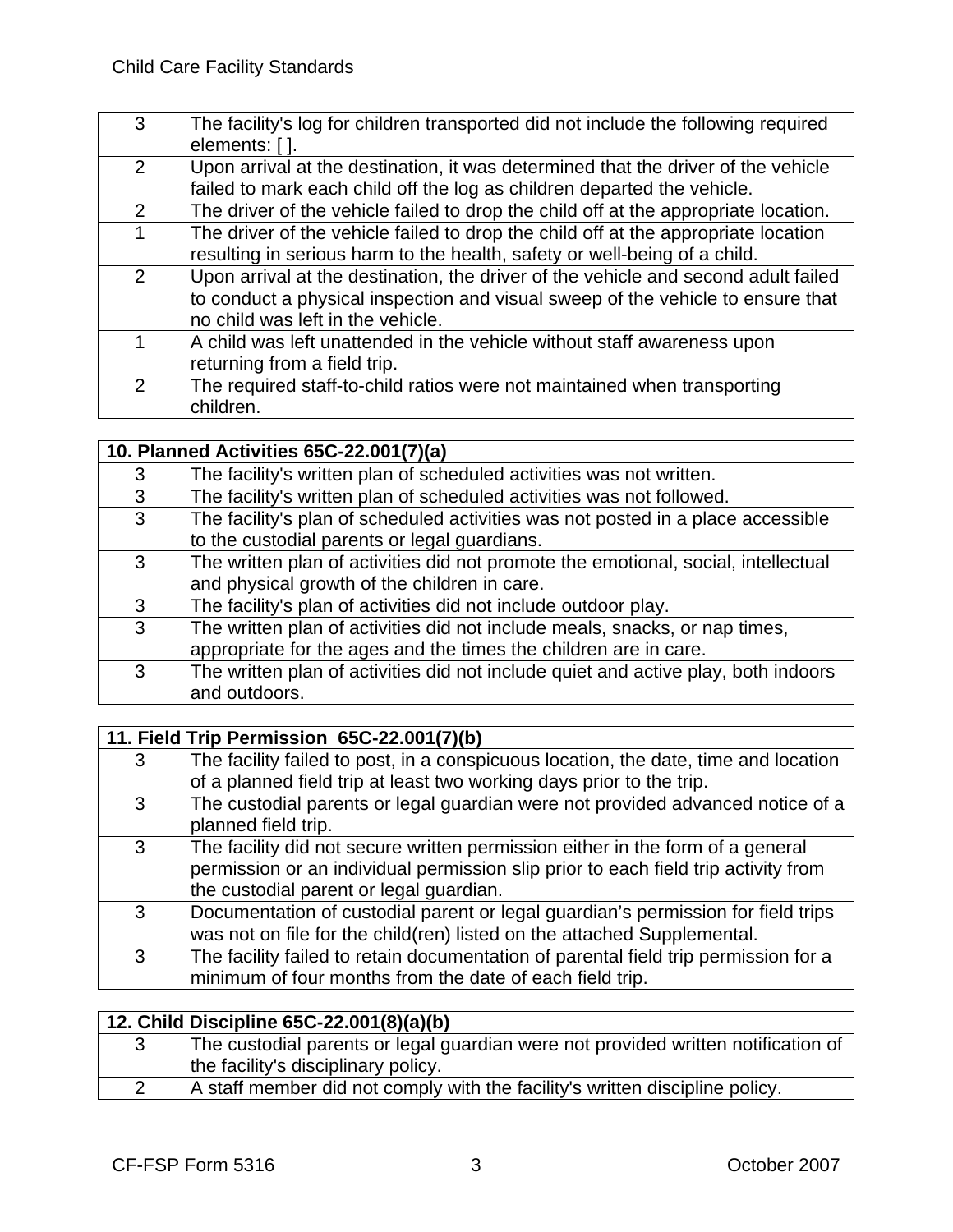| | |
|---|---|
| 3 | The facility's log for children transported did not include the following required elements: [ ]. |
| 2 | Upon arrival at the destination, it was determined that the driver of the vehicle failed to mark each child off the log as children departed the vehicle. |
| 2 | The driver of the vehicle failed to drop the child off at the appropriate location. |
| 1 | The driver of the vehicle failed to drop the child off at the appropriate location resulting in serious harm to the health, safety or well-being of a child. |
| 2 | Upon arrival at the destination, the driver of the vehicle and second adult failed to conduct a physical inspection and visual sweep of the vehicle to ensure that no child was left in the vehicle. |
| 1 | A child was left unattended in the vehicle without staff awareness upon returning from a field trip. |
| 2 | The required staff-to-child ratios were not maintained when transporting children. |

| **10. Planned Activities 65C-22.001(7)(a)** | |
|---|---|
| 3 | The facility's written plan of scheduled activities was not written. |
| 3 | The facility's written plan of scheduled activities was not followed. |
| 3 | The facility's plan of scheduled activities was not posted in a place accessible to the custodial parents or legal guardians. |
| 3 | The written plan of activities did not promote the emotional, social, intellectual and physical growth of the children in care. |
| 3 | The facility's plan of activities did not include outdoor play. |
| 3 | The written plan of activities did not include meals, snacks, or nap times, appropriate for the ages and the times the children are in care. |
| 3 | The written plan of activities did not include quiet and active play, both indoors and outdoors. |

| **11. Field Trip Permission 65C-22.001(7)(b)** | |
|---|---|
| 3 | The facility failed to post, in a conspicuous location, the date, time and location of a planned field trip at least two working days prior to the trip. |
| 3 | The custodial parents or legal guardian were not provided advanced notice of a planned field trip. |
| 3 | The facility did not secure written permission either in the form of a general permission or an individual permission slip prior to each field trip activity from the custodial parent or legal guardian. |
| 3 | Documentation of custodial parent or legal guardian's permission for field trips was not on file for the child(ren) listed on the attached Supplemental. |
| 3 | The facility failed to retain documentation of parental field trip permission for a minimum of four months from the date of each field trip. |

| **12. Child Discipline 65C-22.001(8)(a)(b)** | |
|---|---|
| 3 | The custodial parents or legal guardian were not provided written notification of the facility's disciplinary policy. |
| 2 | A staff member did not comply with the facility's written discipline policy. |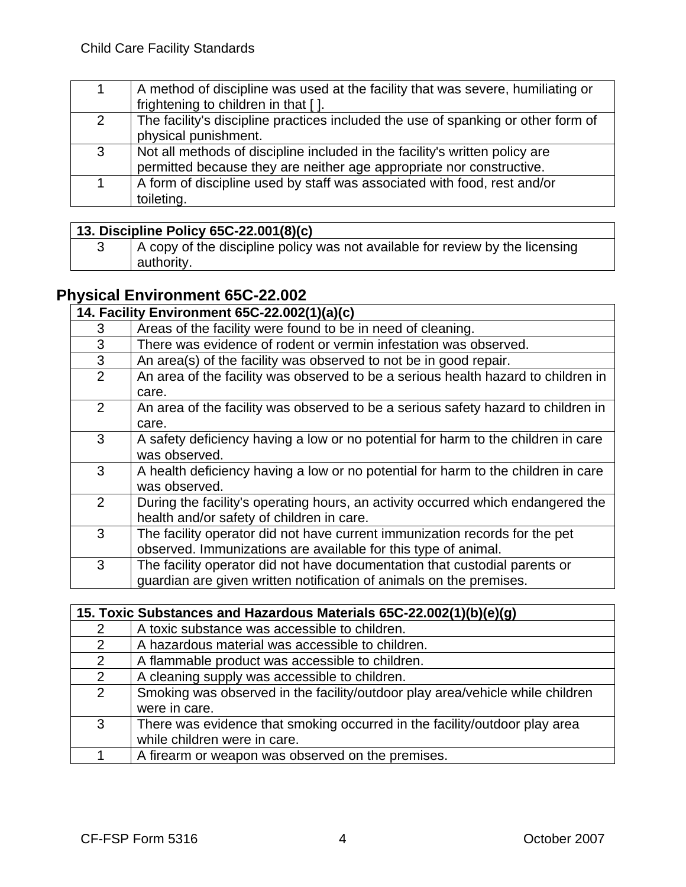| | |
|---|---|
| 1 | A method of discipline was used at the facility that was severe, humiliating or frightening to children in that [ ]. |
| 2 | The facility's discipline practices included the use of spanking or other form of physical punishment. |
| 3 | Not all methods of discipline included in the facility's written policy are permitted because they are neither age appropriate nor constructive. |
| 1 | A form of discipline used by staff was associated with food, rest and/or toileting. |

| **13. Discipline Policy 65C-22.001(8)(c)** | |
|---|---|
| 3 | A copy of the discipline policy was not available for review by the licensing authority. |

## Physical Environment 65C-22.002

| **14. Facility Environment 65C-22.002(1)(a)(c)** | |
|---|---|
| 3 | Areas of the facility were found to be in need of cleaning. |
| 3 | There was evidence of rodent or vermin infestation was observed. |
| 3 | An area(s) of the facility was observed to not be in good repair. |
| 2 | An area of the facility was observed to be a serious health hazard to children in care. |
| 2 | An area of the facility was observed to be a serious safety hazard to children in care. |
| 3 | A safety deficiency having a low or no potential for harm to the children in care was observed. |
| 3 | A health deficiency having a low or no potential for harm to the children in care was observed. |
| 2 | During the facility's operating hours, an activity occurred which endangered the health and/or safety of children in care. |
| 3 | The facility operator did not have current immunization records for the pet observed. Immunizations are available for this type of animal. |
| 3 | The facility operator did not have documentation that custodial parents or guardian are given written notification of animals on the premises. |

| **15. Toxic Substances and Hazardous Materials 65C-22.002(1)(b)(e)(g)** | |
|---|---|
| 2 | A toxic substance was accessible to children. |
| 2 | A hazardous material was accessible to children. |
| 2 | A flammable product was accessible to children. |
| 2 | A cleaning supply was accessible to children. |
| 2 | Smoking was observed in the facility/outdoor play area/vehicle while children were in care. |
| 3 | There was evidence that smoking occurred in the facility/outdoor play area while children were in care. |
| 1 | A firearm or weapon was observed on the premises. |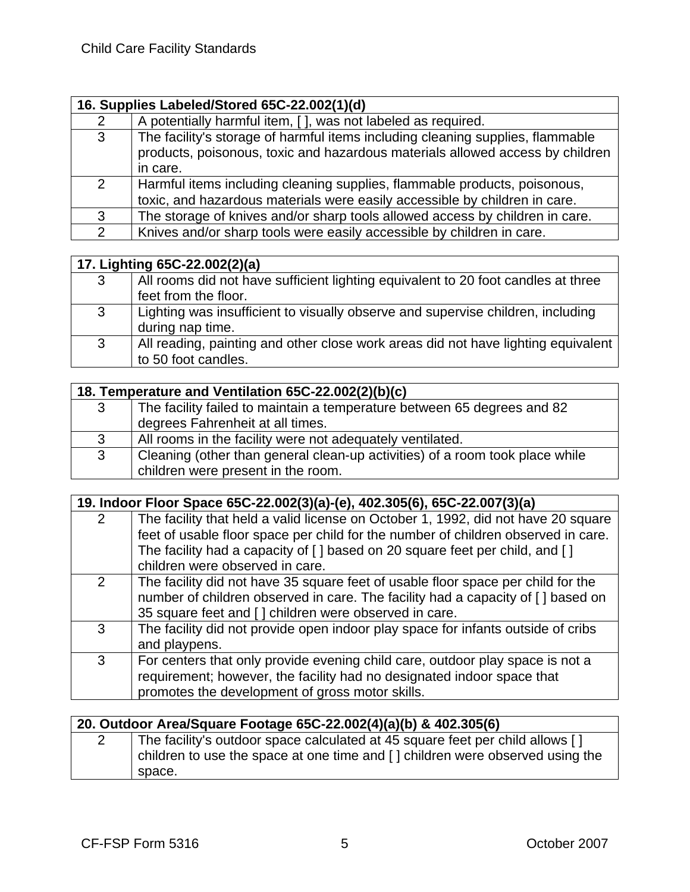| 16. Supplies Labeled/Stored 65C-22.002(1)(d) | |
|---|---|
| 2 | A potentially harmful item, [ ], was not labeled as required. |
| 3 | The facility's storage of harmful items including cleaning supplies, flammable products, poisonous, toxic and hazardous materials allowed access by children in care. |
| 2 | Harmful items including cleaning supplies, flammable products, poisonous, toxic, and hazardous materials were easily accessible by children in care. |
| 3 | The storage of knives and/or sharp tools allowed access by children in care. |
| 2 | Knives and/or sharp tools were easily accessible by children in care. |

| 17. Lighting 65C-22.002(2)(a) | |
|---|---|
| 3 | All rooms did not have sufficient lighting equivalent to 20 foot candles at three feet from the floor. |
| 3 | Lighting was insufficient to visually observe and supervise children, including during nap time. |
| 3 | All reading, painting and other close work areas did not have lighting equivalent to 50 foot candles. |

| 18. Temperature and Ventilation 65C-22.002(2)(b)(c) | |
|---|---|
| 3 | The facility failed to maintain a temperature between 65 degrees and 82 degrees Fahrenheit at all times. |
| 3 | All rooms in the facility were not adequately ventilated. |
| 3 | Cleaning (other than general clean-up activities) of a room took place while children were present in the room. |

| 19. Indoor Floor Space 65C-22.002(3)(a)-(e), 402.305(6), 65C-22.007(3)(a) | |
|---|---|
| 2 | The facility that held a valid license on October 1, 1992, did not have 20 square feet of usable floor space per child for the number of children observed in care. The facility had a capacity of [ ] based on 20 square feet per child, and [ ] children were observed in care. |
| 2 | The facility did not have 35 square feet of usable floor space per child for the number of children observed in care. The facility had a capacity of [ ] based on 35 square feet and [ ] children were observed in care. |
| 3 | The facility did not provide open indoor play space for infants outside of cribs and playpens. |
| 3 | For centers that only provide evening child care, outdoor play space is not a requirement; however, the facility had no designated indoor space that promotes the development of gross motor skills. |

| 20. Outdoor Area/Square Footage 65C-22.002(4)(a)(b) & 402.305(6) | |
|---|---|
| 2 | The facility's outdoor space calculated at 45 square feet per child allows [ ] children to use the space at one time and [ ] children were observed using the space. |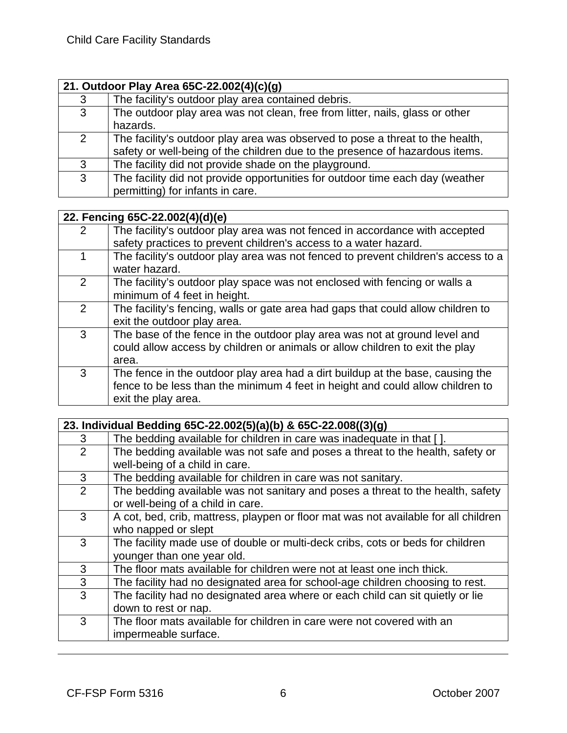| 21. Outdoor Play Area 65C-22.002(4)(c)(g) | |
|---|---|
| 3 | The facility's outdoor play area contained debris. |
| 3 | The outdoor play area was not clean, free from litter, nails, glass or other hazards. |
| 2 | The facility's outdoor play area was observed to pose a threat to the health, safety or well-being of the children due to the presence of hazardous items. |
| 3 | The facility did not provide shade on the playground. |
| 3 | The facility did not provide opportunities for outdoor time each day (weather permitting) for infants in care. |

| 22. Fencing 65C-22.002(4)(d)(e) | |
|---|---|
| 2 | The facility's outdoor play area was not fenced in accordance with accepted safety practices to prevent children's access to a water hazard. |
| 1 | The facility's outdoor play area was not fenced to prevent children's access to a water hazard. |
| 2 | The facility's outdoor play space was not enclosed with fencing or walls a minimum of 4 feet in height. |
| 2 | The facility's fencing, walls or gate area had gaps that could allow children to exit the outdoor play area. |
| 3 | The base of the fence in the outdoor play area was not at ground level and could allow access by children or animals or allow children to exit the play area. |
| 3 | The fence in the outdoor play area had a dirt buildup at the base, causing the fence to be less than the minimum 4 feet in height and could allow children to exit the play area. |

| 23. Individual Bedding 65C-22.002(5)(a)(b) & 65C-22.008((3)(g) | |
|---|---|
| 3 | The bedding available for children in care was inadequate in that [ ]. |
| 2 | The bedding available was not safe and poses a threat to the health, safety or well-being of a child in care. |
| 3 | The bedding available for children in care was not sanitary. |
| 2 | The bedding available was not sanitary and poses a threat to the health, safety or well-being of a child in care. |
| 3 | A cot, bed, crib, mattress, playpen or floor mat was not available for all children who napped or slept |
| 3 | The facility made use of double or multi-deck cribs, cots or beds for children younger than one year old. |
| 3 | The floor mats available for children were not at least one inch thick. |
| 3 | The facility had no designated area for school-age children choosing to rest. |
| 3 | The facility had no designated area where or each child can sit quietly or lie down to rest or nap. |
| 3 | The floor mats available for children in care were not covered with an impermeable surface. |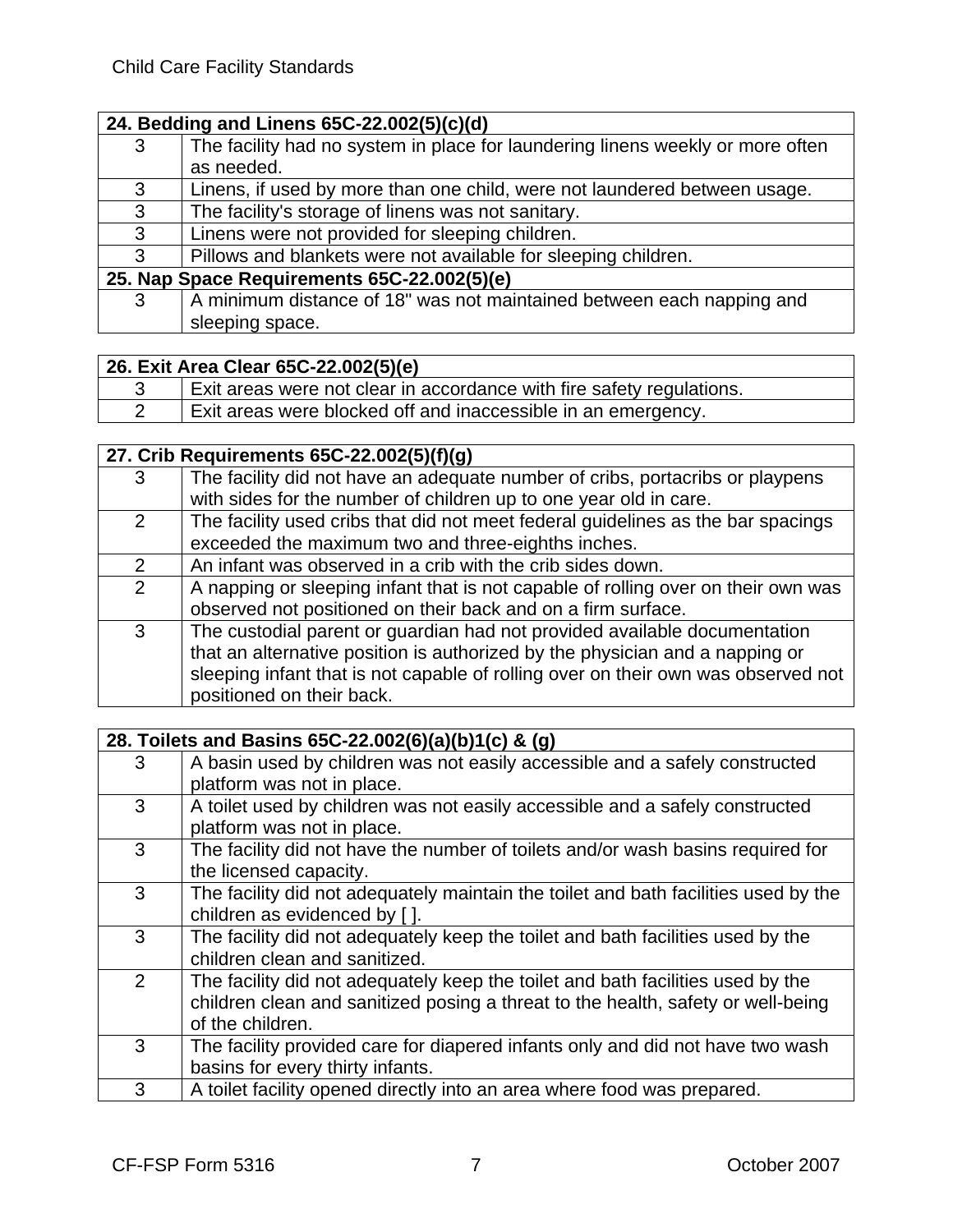| 24. Bedding and Linens 65C-22.002(5)(c)(d) | |
|---|---|
| 3 | The facility had no system in place for laundering linens weekly or more often as needed. |
| 3 | Linens, if used by more than one child, were not laundered between usage. |
| 3 | The facility's storage of linens was not sanitary. |
| 3 | Linens were not provided for sleeping children. |
| 3 | Pillows and blankets were not available for sleeping children. |
| **25. Nap Space Requirements 65C-22.002(5)(e)** | |
| 3 | A minimum distance of 18" was not maintained between each napping and sleeping space. |

| 26. Exit Area Clear 65C-22.002(5)(e) | |
|---|---|
| 3 | Exit areas were not clear in accordance with fire safety regulations. |
| 2 | Exit areas were blocked off and inaccessible in an emergency. |

| 27. Crib Requirements 65C-22.002(5)(f)(g) | |
|---|---|
| 3 | The facility did not have an adequate number of cribs, portacribs or playpens with sides for the number of children up to one year old in care. |
| 2 | The facility used cribs that did not meet federal guidelines as the bar spacings exceeded the maximum two and three-eighths inches. |
| 2 | An infant was observed in a crib with the crib sides down. |
| 2 | A napping or sleeping infant that is not capable of rolling over on their own was observed not positioned on their back and on a firm surface. |
| 3 | The custodial parent or guardian had not provided available documentation that an alternative position is authorized by the physician and a napping or sleeping infant that is not capable of rolling over on their own was observed not positioned on their back. |

| 28. Toilets and Basins 65C-22.002(6)(a)(b)1(c) & (g) | |
|---|---|
| 3 | A basin used by children was not easily accessible and a safely constructed platform was not in place. |
| 3 | A toilet used by children was not easily accessible and a safely constructed platform was not in place. |
| 3 | The facility did not have the number of toilets and/or wash basins required for the licensed capacity. |
| 3 | The facility did not adequately maintain the toilet and bath facilities used by the children as evidenced by [ ]. |
| 3 | The facility did not adequately keep the toilet and bath facilities used by the children clean and sanitized. |
| 2 | The facility did not adequately keep the toilet and bath facilities used by the children clean and sanitized posing a threat to the health, safety or well-being of the children. |
| 3 | The facility provided care for diapered infants only and did not have two wash basins for every thirty infants. |
| 3 | A toilet facility opened directly into an area where food was prepared. |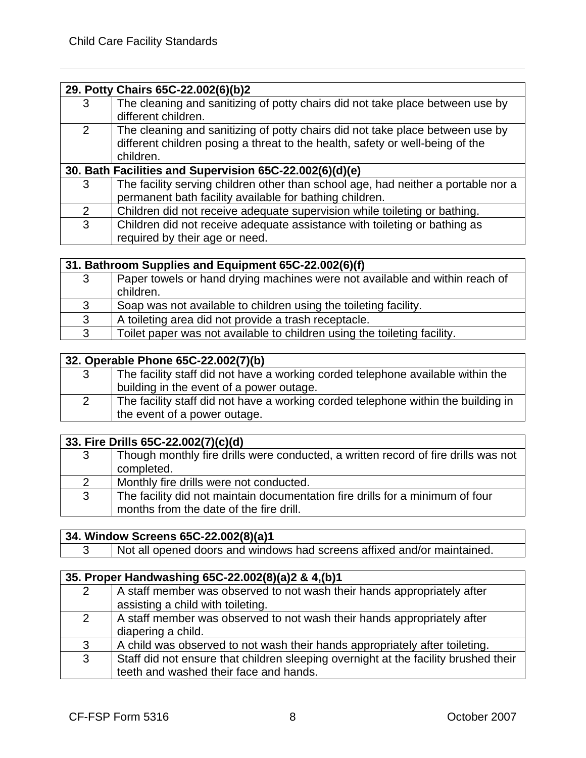| 29. Potty Chairs 65C-22.002(6)(b)2 | |
|---|---|
| 3 | The cleaning and sanitizing of potty chairs did not take place between use by different children. |
| 2 | The cleaning and sanitizing of potty chairs did not take place between use by different children posing a threat to the health, safety or well-being of the children. |

| 30. Bath Facilities and Supervision 65C-22.002(6)(d)(e) | |
|---|---|
| 3 | The facility serving children other than school age, had neither a portable nor a permanent bath facility available for bathing children. |
| 2 | Children did not receive adequate supervision while toileting or bathing. |
| 3 | Children did not receive adequate assistance with toileting or bathing as required by their age or need. |

| 31. Bathroom Supplies and Equipment 65C-22.002(6)(f) | |
|---|---|
| 3 | Paper towels or hand drying machines were not available and within reach of children. |
| 3 | Soap was not available to children using the toileting facility. |
| 3 | A toileting area did not provide a trash receptacle. |
| 3 | Toilet paper was not available to children using the toileting facility. |

| 32. Operable Phone 65C-22.002(7)(b) | |
|---|---|
| 3 | The facility staff did not have a working corded telephone available within the building in the event of a power outage. |
| 2 | The facility staff did not have a working corded telephone within the building in the event of a power outage. |

| 33. Fire Drills 65C-22.002(7)(c)(d) | |
|---|---|
| 3 | Though monthly fire drills were conducted, a written record of fire drills was not completed. |
| 2 | Monthly fire drills were not conducted. |
| 3 | The facility did not maintain documentation fire drills for a minimum of four months from the date of the fire drill. |

| 34. Window Screens 65C-22.002(8)(a)1 | |
|---|---|
| 3 | Not all opened doors and windows had screens affixed and/or maintained. |

| 35. Proper Handwashing 65C-22.002(8)(a)2 & 4,(b)1 | |
|---|---|
| 2 | A staff member was observed to not wash their hands appropriately after assisting a child with toileting. |
| 2 | A staff member was observed to not wash their hands appropriately after diapering a child. |
| 3 | A child was observed to not wash their hands appropriately after toileting. |
| 3 | Staff did not ensure that children sleeping overnight at the facility brushed their teeth and washed their face and hands. |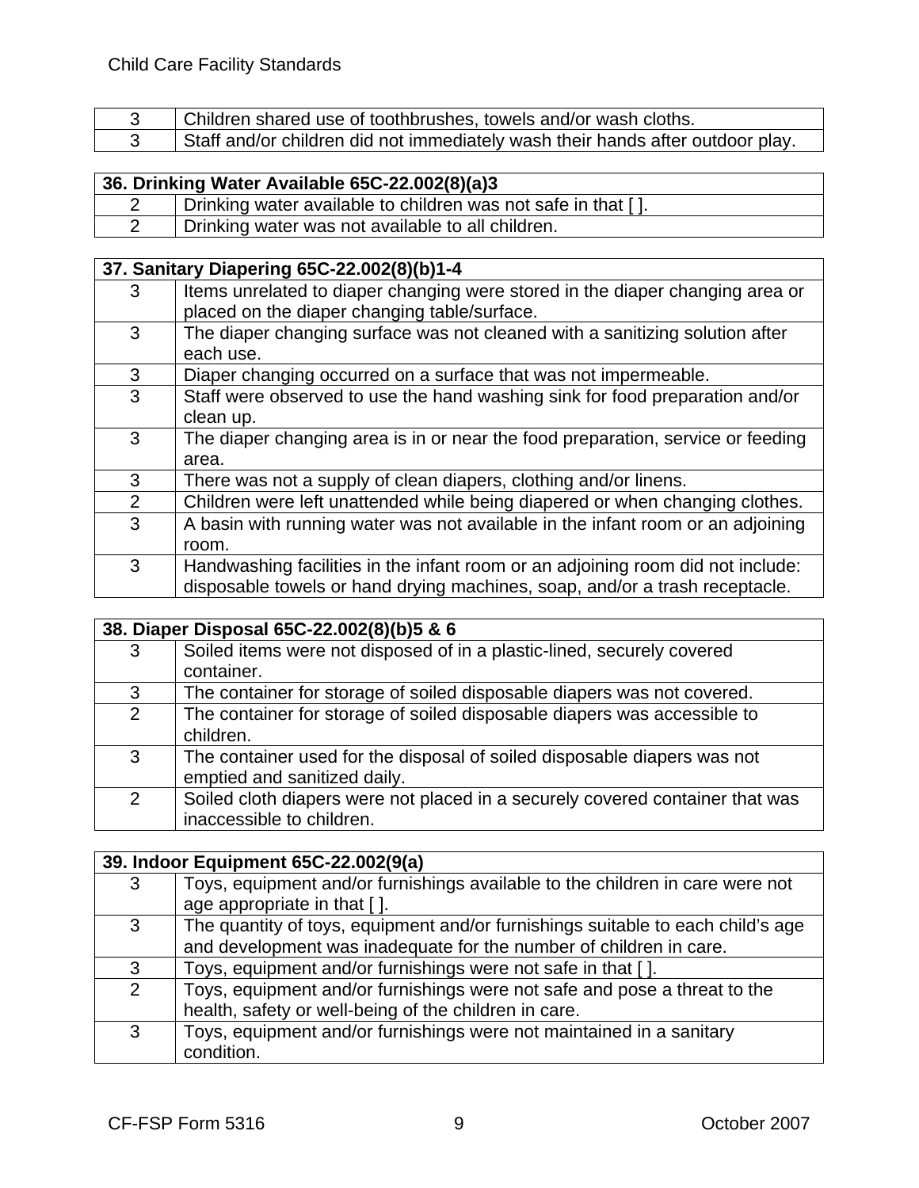| | |
|---|---|
| 3 | Children shared use of toothbrushes, towels and/or wash cloths. |
| 3 | Staff and/or children did not immediately wash their hands after outdoor play. |

| **36. Drinking Water Available 65C-22.002(8)(a)3** | |
|---|---|
| 2 | Drinking water available to children was not safe in that [ ]. |
| 2 | Drinking water was not available to all children. |

| **37. Sanitary Diapering 65C-22.002(8)(b)1-4** | |
|---|---|
| 3 | Items unrelated to diaper changing were stored in the diaper changing area or placed on the diaper changing table/surface. |
| 3 | The diaper changing surface was not cleaned with a sanitizing solution after each use. |
| 3 | Diaper changing occurred on a surface that was not impermeable. |
| 3 | Staff were observed to use the hand washing sink for food preparation and/or clean up. |
| 3 | The diaper changing area is in or near the food preparation, service or feeding area. |
| 3 | There was not a supply of clean diapers, clothing and/or linens. |
| 2 | Children were left unattended while being diapered or when changing clothes. |
| 3 | A basin with running water was not available in the infant room or an adjoining room. |
| 3 | Handwashing facilities in the infant room or an adjoining room did not include: disposable towels or hand drying machines, soap, and/or a trash receptacle. |

| **38. Diaper Disposal 65C-22.002(8)(b)5 & 6** | |
|---|---|
| 3 | Soiled items were not disposed of in a plastic-lined, securely covered container. |
| 3 | The container for storage of soiled disposable diapers was not covered. |
| 2 | The container for storage of soiled disposable diapers was accessible to children. |
| 3 | The container used for the disposal of soiled disposable diapers was not emptied and sanitized daily. |
| 2 | Soiled cloth diapers were not placed in a securely covered container that was inaccessible to children. |

| **39. Indoor Equipment 65C-22.002(9(a)** | |
|---|---|
| 3 | Toys, equipment and/or furnishings available to the children in care were not age appropriate in that [ ]. |
| 3 | The quantity of toys, equipment and/or furnishings suitable to each child's age and development was inadequate for the number of children in care. |
| 3 | Toys, equipment and/or furnishings were not safe in that [ ]. |
| 2 | Toys, equipment and/or furnishings were not safe and pose a threat to the health, safety or well-being of the children in care. |
| 3 | Toys, equipment and/or furnishings were not maintained in a sanitary condition. |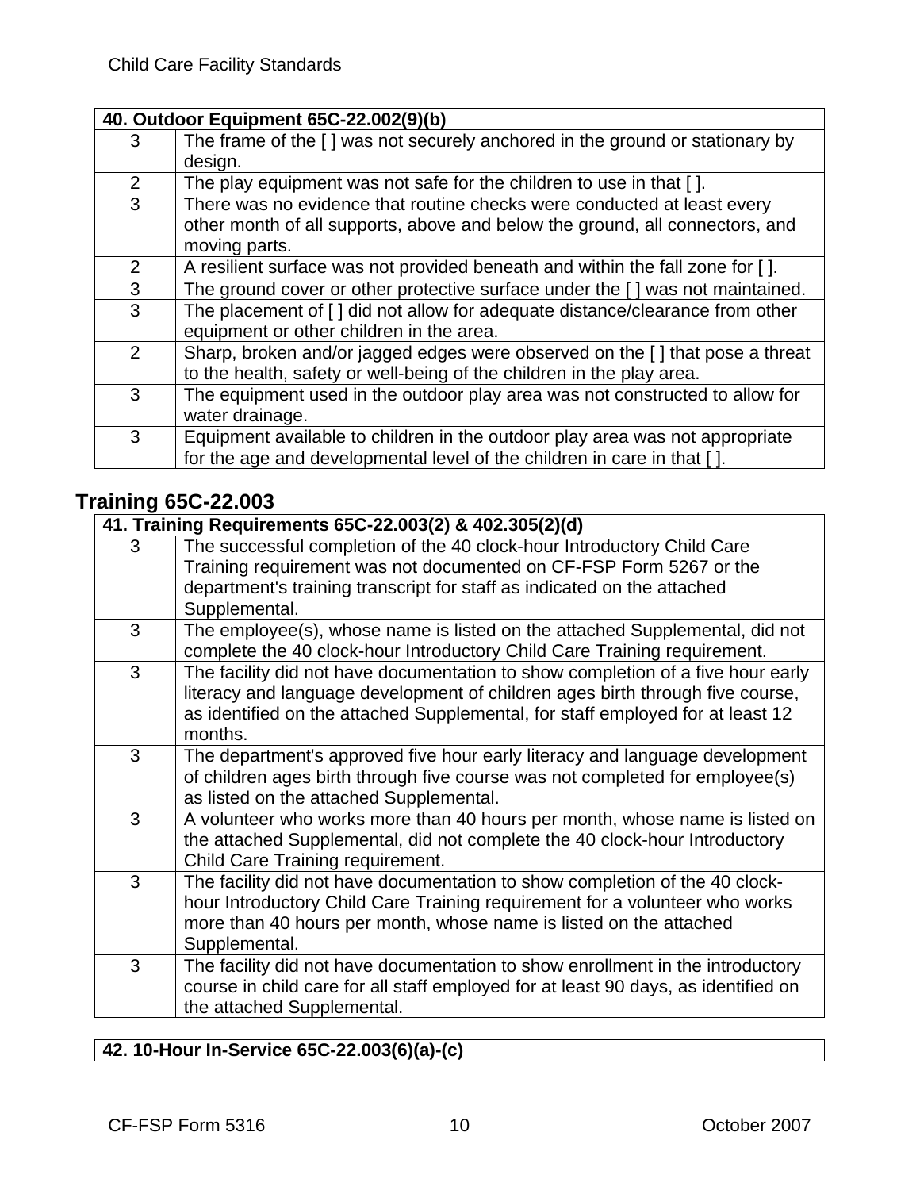| 40. Outdoor Equipment 65C-22.002(9)(b) | |
|---|---|
| 3 | The frame of the [ ] was not securely anchored in the ground or stationary by design. |
| 2 | The play equipment was not safe for the children to use in that [ ]. |
| 3 | There was no evidence that routine checks were conducted at least every other month of all supports, above and below the ground, all connectors, and moving parts. |
| 2 | A resilient surface was not provided beneath and within the fall zone for [ ]. |
| 3 | The ground cover or other protective surface under the [ ] was not maintained. |
| 3 | The placement of [ ] did not allow for adequate distance/clearance from other equipment or other children in the area. |
| 2 | Sharp, broken and/or jagged edges were observed on the [ ] that pose a threat to the health, safety or well-being of the children in the play area. |
| 3 | The equipment used in the outdoor play area was not constructed to allow for water drainage. |
| 3 | Equipment available to children in the outdoor play area was not appropriate for the age and developmental level of the children in care in that [ ]. |

## Training 65C-22.003

| 41. Training Requirements 65C-22.003(2) & 402.305(2)(d) | |
|---|---|
| 3 | The successful completion of the 40 clock-hour Introductory Child Care Training requirement was not documented on CF-FSP Form 5267 or the department's training transcript for staff as indicated on the attached Supplemental. |
| 3 | The employee(s), whose name is listed on the attached Supplemental, did not complete the 40 clock-hour Introductory Child Care Training requirement. |
| 3 | The facility did not have documentation to show completion of a five hour early literacy and language development of children ages birth through five course, as identified on the attached Supplemental, for staff employed for at least 12 months. |
| 3 | The department's approved five hour early literacy and language development of children ages birth through five course was not completed for employee(s) as listed on the attached Supplemental. |
| 3 | A volunteer who works more than 40 hours per month, whose name is listed on the attached Supplemental, did not complete the 40 clock-hour Introductory Child Care Training requirement. |
| 3 | The facility did not have documentation to show completion of the 40 clock-hour Introductory Child Care Training requirement for a volunteer who works more than 40 hours per month, whose name is listed on the attached Supplemental. |
| 3 | The facility did not have documentation to show enrollment in the introductory course in child care for all staff employed for at least 90 days, as identified on the attached Supplemental. |

| 42. 10-Hour In-Service 65C-22.003(6)(a)-(c) |
|---|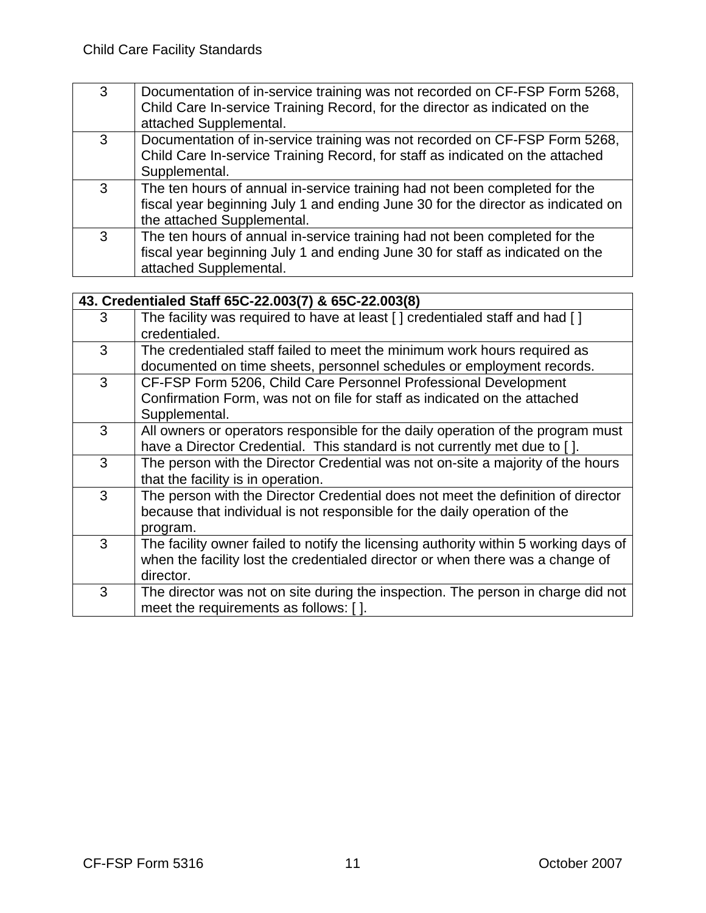| | |
|---|---|
| 3 | Documentation of in-service training was not recorded on CF-FSP Form 5268, Child Care In-service Training Record, for the director as indicated on the attached Supplemental. |
| 3 | Documentation of in-service training was not recorded on CF-FSP Form 5268, Child Care In-service Training Record, for staff as indicated on the attached Supplemental. |
| 3 | The ten hours of annual in-service training had not been completed for the fiscal year beginning July 1 and ending June 30 for the director as indicated on the attached Supplemental. |
| 3 | The ten hours of annual in-service training had not been completed for the fiscal year beginning July 1 and ending June 30 for staff as indicated on the attached Supplemental. |

| **43. Credentialed Staff 65C-22.003(7) & 65C-22.003(8)** | |
|---|---|
| 3 | The facility was required to have at least [ ] credentialed staff and had [ ] credentialed. |
| 3 | The credentialed staff failed to meet the minimum work hours required as documented on time sheets, personnel schedules or employment records. |
| 3 | CF-FSP Form 5206, Child Care Personnel Professional Development Confirmation Form, was not on file for staff as indicated on the attached Supplemental. |
| 3 | All owners or operators responsible for the daily operation of the program must have a Director Credential. This standard is not currently met due to [ ]. |
| 3 | The person with the Director Credential was not on-site a majority of the hours that the facility is in operation. |
| 3 | The person with the Director Credential does not meet the definition of director because that individual is not responsible for the daily operation of the program. |
| 3 | The facility owner failed to notify the licensing authority within 5 working days of when the facility lost the credentialed director or when there was a change of director. |
| 3 | The director was not on site during the inspection. The person in charge did not meet the requirements as follows: [ ]. |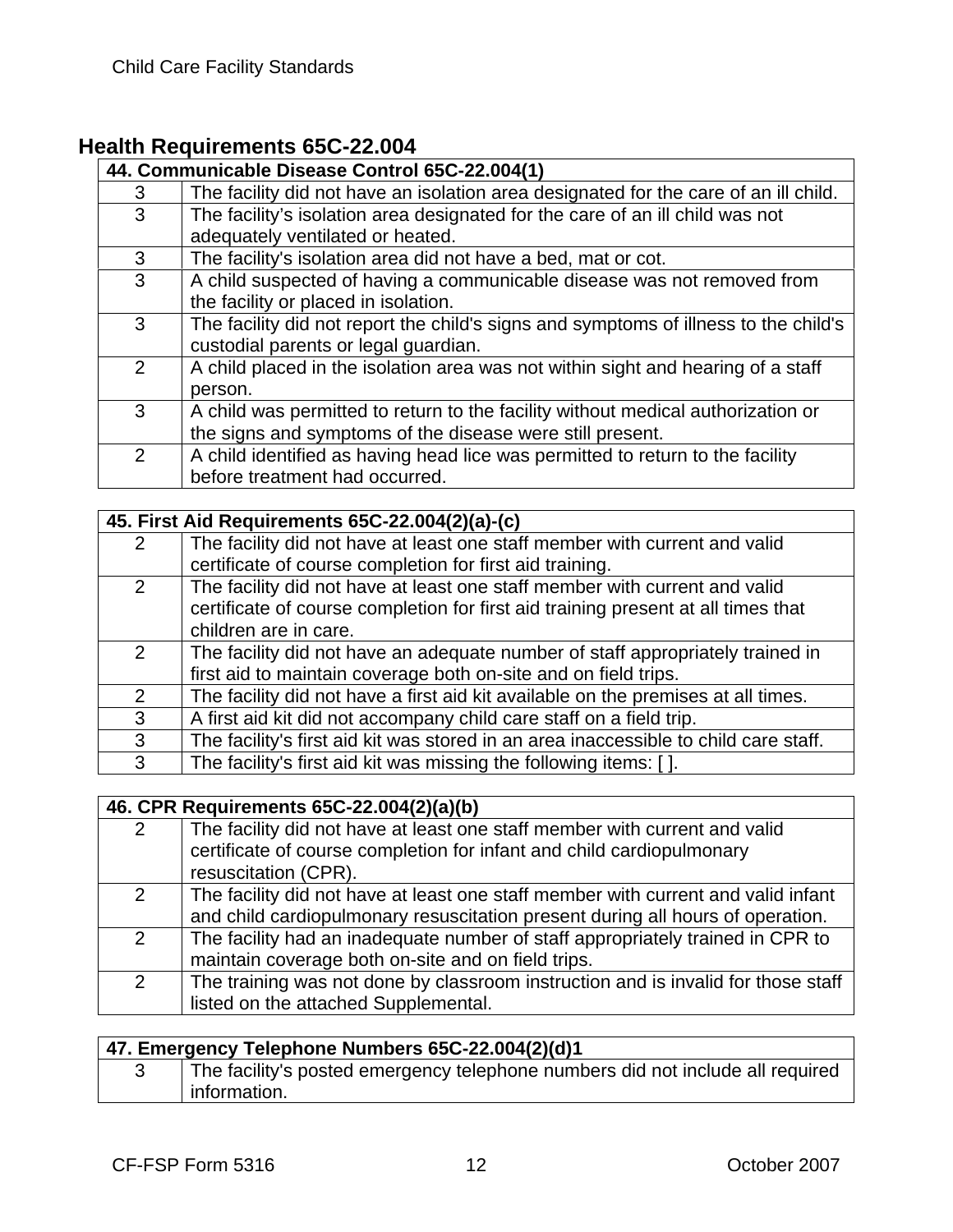## Health Requirements 65C-22.004

| 44. Communicable Disease Control 65C-22.004(1) | |
|---|---|
| 3 | The facility did not have an isolation area designated for the care of an ill child. |
| 3 | The facility's isolation area designated for the care of an ill child was not adequately ventilated or heated. |
| 3 | The facility's isolation area did not have a bed, mat or cot. |
| 3 | A child suspected of having a communicable disease was not removed from the facility or placed in isolation. |
| 3 | The facility did not report the child's signs and symptoms of illness to the child's custodial parents or legal guardian. |
| 2 | A child placed in the isolation area was not within sight and hearing of a staff person. |
| 3 | A child was permitted to return to the facility without medical authorization or the signs and symptoms of the disease were still present. |
| 2 | A child identified as having head lice was permitted to return to the facility before treatment had occurred. |

| 45. First Aid Requirements 65C-22.004(2)(a)-(c) | |
|---|---|
| 2 | The facility did not have at least one staff member with current and valid certificate of course completion for first aid training. |
| 2 | The facility did not have at least one staff member with current and valid certificate of course completion for first aid training present at all times that children are in care. |
| 2 | The facility did not have an adequate number of staff appropriately trained in first aid to maintain coverage both on-site and on field trips. |
| 2 | The facility did not have a first aid kit available on the premises at all times. |
| 3 | A first aid kit did not accompany child care staff on a field trip. |
| 3 | The facility's first aid kit was stored in an area inaccessible to child care staff. |
| 3 | The facility's first aid kit was missing the following items: [ ]. |

| 46. CPR Requirements 65C-22.004(2)(a)(b) | |
|---|---|
| 2 | The facility did not have at least one staff member with current and valid certificate of course completion for infant and child cardiopulmonary resuscitation (CPR). |
| 2 | The facility did not have at least one staff member with current and valid infant and child cardiopulmonary resuscitation present during all hours of operation. |
| 2 | The facility had an inadequate number of staff appropriately trained in CPR to maintain coverage both on-site and on field trips. |
| 2 | The training was not done by classroom instruction and is invalid for those staff listed on the attached Supplemental. |

| 47. Emergency Telephone Numbers 65C-22.004(2)(d)1 | |
|---|---|
| 3 | The facility's posted emergency telephone numbers did not include all required information. |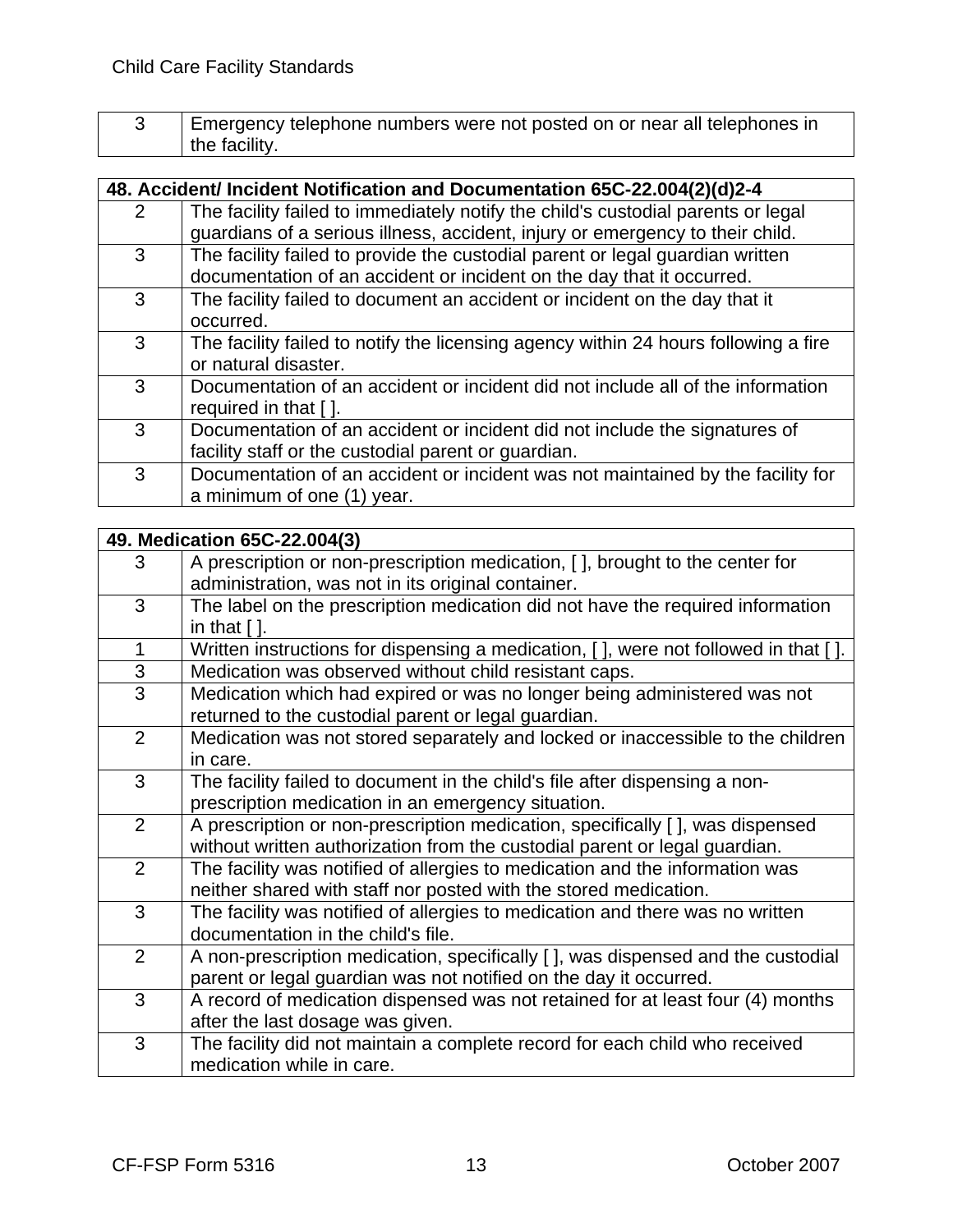| 3 | Emergency telephone numbers were not posted on or near all telephones in the facility. |
|---|---|

| 48. Accident/ Incident Notification and Documentation 65C-22.004(2)(d)2-4 | |
|---|---|
| 2 | The facility failed to immediately notify the child's custodial parents or legal guardians of a serious illness, accident, injury or emergency to their child. |
| 3 | The facility failed to provide the custodial parent or legal guardian written documentation of an accident or incident on the day that it occurred. |
| 3 | The facility failed to document an accident or incident on the day that it occurred. |
| 3 | The facility failed to notify the licensing agency within 24 hours following a fire or natural disaster. |
| 3 | Documentation of an accident or incident did not include all of the information required in that [ ]. |
| 3 | Documentation of an accident or incident did not include the signatures of facility staff or the custodial parent or guardian. |
| 3 | Documentation of an accident or incident was not maintained by the facility for a minimum of one (1) year. |

| 49. Medication 65C-22.004(3) | |
|---|---|
| 3 | A prescription or non-prescription medication, [ ], brought to the center for administration, was not in its original container. |
| 3 | The label on the prescription medication did not have the required information in that [ ]. |
| 1 | Written instructions for dispensing a medication, [ ], were not followed in that [ ]. |
| 3 | Medication was observed without child resistant caps. |
| 3 | Medication which had expired or was no longer being administered was not returned to the custodial parent or legal guardian. |
| 2 | Medication was not stored separately and locked or inaccessible to the children in care. |
| 3 | The facility failed to document in the child's file after dispensing a non-prescription medication in an emergency situation. |
| 2 | A prescription or non-prescription medication, specifically [ ], was dispensed without written authorization from the custodial parent or legal guardian. |
| 2 | The facility was notified of allergies to medication and the information was neither shared with staff nor posted with the stored medication. |
| 3 | The facility was notified of allergies to medication and there was no written documentation in the child's file. |
| 2 | A non-prescription medication, specifically [ ], was dispensed and the custodial parent or legal guardian was not notified on the day it occurred. |
| 3 | A record of medication dispensed was not retained for at least four (4) months after the last dosage was given. |
| 3 | The facility did not maintain a complete record for each child who received medication while in care. |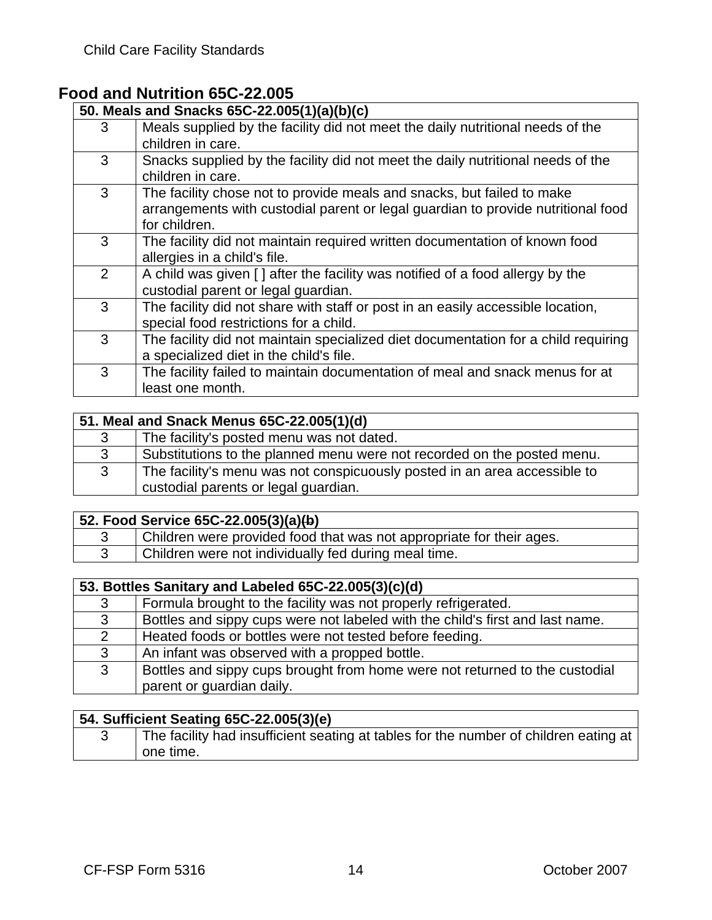## Food and Nutrition 65C-22.005

| 50. Meals and Snacks 65C-22.005(1)(a)(b)(c) | |
|---|---|
| 3 | Meals supplied by the facility did not meet the daily nutritional needs of the children in care. |
| 3 | Snacks supplied by the facility did not meet the daily nutritional needs of the children in care. |
| 3 | The facility chose not to provide meals and snacks, but failed to make arrangements with custodial parent or legal guardian to provide nutritional food for children. |
| 3 | The facility did not maintain required written documentation of known food allergies in a child's file. |
| 2 | A child was given [ ] after the facility was notified of a food allergy by the custodial parent or legal guardian. |
| 3 | The facility did not share with staff or post in an easily accessible location, special food restrictions for a child. |
| 3 | The facility did not maintain specialized diet documentation for a child requiring a specialized diet in the child's file. |
| 3 | The facility failed to maintain documentation of meal and snack menus for at least one month. |

| 51. Meal and Snack Menus 65C-22.005(1)(d) | |
|---|---|
| 3 | The facility's posted menu was not dated. |
| 3 | Substitutions to the planned menu were not recorded on the posted menu. |
| 3 | The facility's menu was not conspicuously posted in an area accessible to custodial parents or legal guardian. |

| 52. Food Service 65C-22.005(3)(a)~~(b)~~ | |
|---|---|
| 3 | Children were provided food that was not appropriate for their ages. |
| 3 | Children were not individually fed during meal time. |

| 53. Bottles Sanitary and Labeled 65C-22.005(3)(c)(d) | |
|---|---|
| 3 | Formula brought to the facility was not properly refrigerated. |
| 3 | Bottles and sippy cups were not labeled with the child's first and last name. |
| 2 | Heated foods or bottles were not tested before feeding. |
| 3 | An infant was observed with a propped bottle. |
| 3 | Bottles and sippy cups brought from home were not returned to the custodial parent or guardian daily. |

| 54. Sufficient Seating 65C-22.005(3)(e) | |
|---|---|
| 3 | The facility had insufficient seating at tables for the number of children eating at one time. |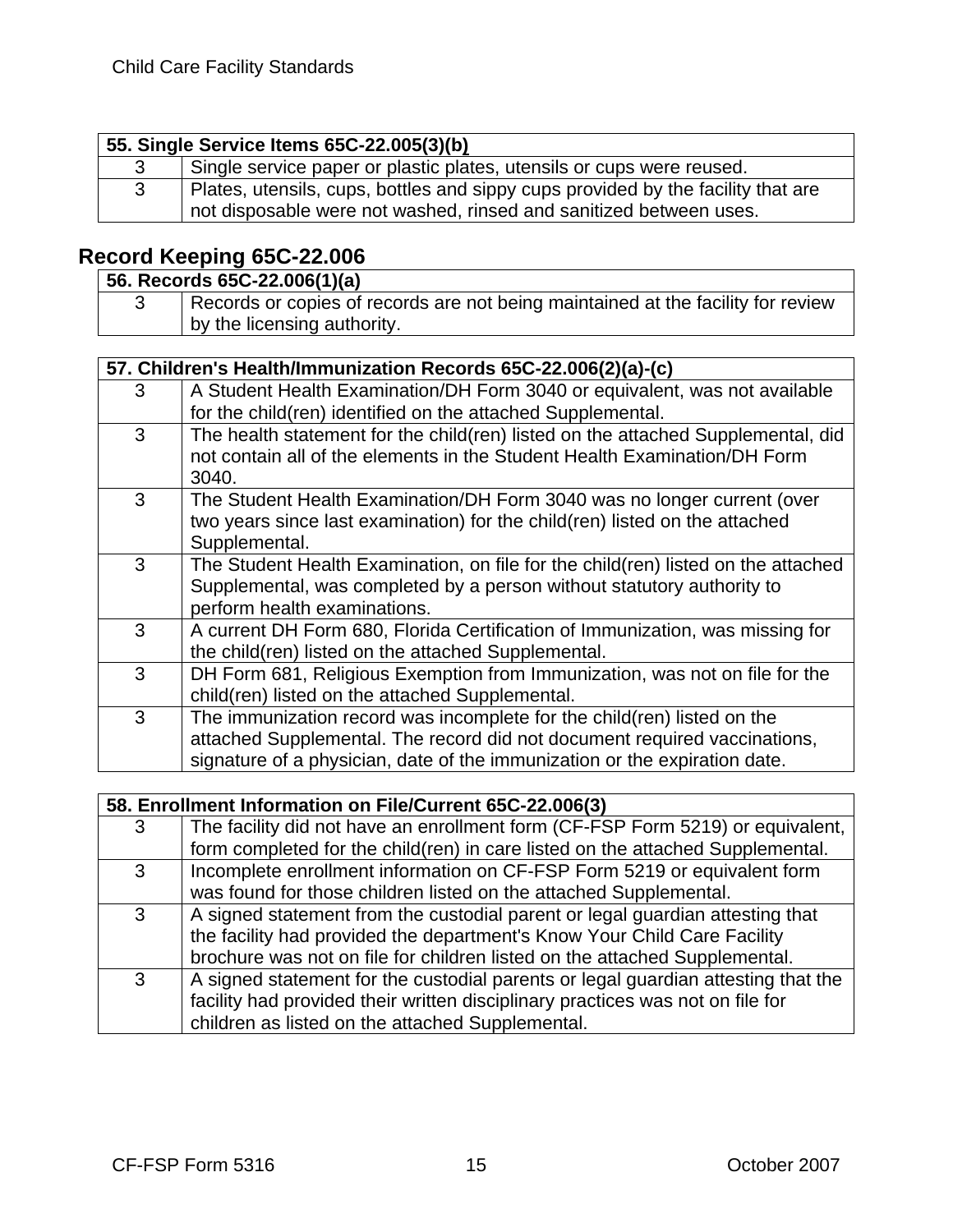| 55. Single Service Items 65C-22.005(3)(b) | |
|---|---|
| 3 | Single service paper or plastic plates, utensils or cups were reused. |
| 3 | Plates, utensils, cups, bottles and sippy cups provided by the facility that are not disposable were not washed, rinsed and sanitized between uses. |

## Record Keeping 65C-22.006

| 56. Records 65C-22.006(1)(a) | |
|---|---|
| 3 | Records or copies of records are not being maintained at the facility for review by the licensing authority. |

| 57. Children's Health/Immunization Records 65C-22.006(2)(a)-(c) | |
|---|---|
| 3 | A Student Health Examination/DH Form 3040 or equivalent, was not available for the child(ren) identified on the attached Supplemental. |
| 3 | The health statement for the child(ren) listed on the attached Supplemental, did not contain all of the elements in the Student Health Examination/DH Form 3040. |
| 3 | The Student Health Examination/DH Form 3040 was no longer current (over two years since last examination) for the child(ren) listed on the attached Supplemental. |
| 3 | The Student Health Examination, on file for the child(ren) listed on the attached Supplemental, was completed by a person without statutory authority to perform health examinations. |
| 3 | A current DH Form 680, Florida Certification of Immunization, was missing for the child(ren) listed on the attached Supplemental. |
| 3 | DH Form 681, Religious Exemption from Immunization, was not on file for the child(ren) listed on the attached Supplemental. |
| 3 | The immunization record was incomplete for the child(ren) listed on the attached Supplemental. The record did not document required vaccinations, signature of a physician, date of the immunization or the expiration date. |

| 58. Enrollment Information on File/Current 65C-22.006(3) | |
|---|---|
| 3 | The facility did not have an enrollment form (CF-FSP Form 5219) or equivalent, form completed for the child(ren) in care listed on the attached Supplemental. |
| 3 | Incomplete enrollment information on CF-FSP Form 5219 or equivalent form was found for those children listed on the attached Supplemental. |
| 3 | A signed statement from the custodial parent or legal guardian attesting that the facility had provided the department's Know Your Child Care Facility brochure was not on file for children listed on the attached Supplemental. |
| 3 | A signed statement for the custodial parents or legal guardian attesting that the facility had provided their written disciplinary practices was not on file for children as listed on the attached Supplemental. |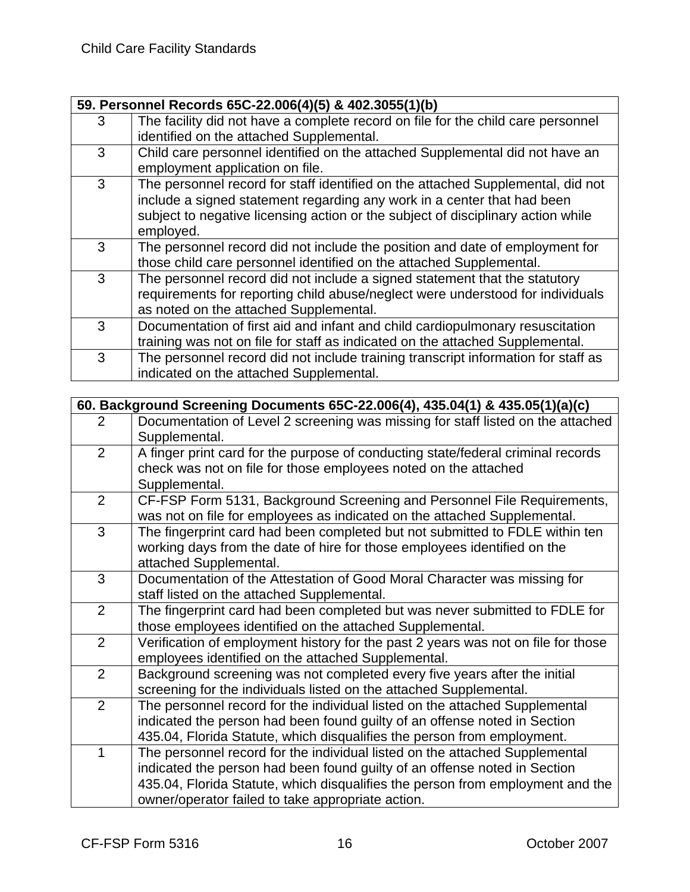| 59. Personnel Records 65C-22.006(4)(5) & 402.3055(1)(b) | |
|---|---|
| 3 | The facility did not have a complete record on file for the child care personnel identified on the attached Supplemental. |
| 3 | Child care personnel identified on the attached Supplemental did not have an employment application on file. |
| 3 | The personnel record for staff identified on the attached Supplemental, did not include a signed statement regarding any work in a center that had been subject to negative licensing action or the subject of disciplinary action while employed. |
| 3 | The personnel record did not include the position and date of employment for those child care personnel identified on the attached Supplemental. |
| 3 | The personnel record did not include a signed statement that the statutory requirements for reporting child abuse/neglect were understood for individuals as noted on the attached Supplemental. |
| 3 | Documentation of first aid and infant and child cardiopulmonary resuscitation training was not on file for staff as indicated on the attached Supplemental. |
| 3 | The personnel record did not include training transcript information for staff as indicated on the attached Supplemental. |

| 60. Background Screening Documents 65C-22.006(4), 435.04(1) & 435.05(1)(a)(c) | |
|---|---|
| 2 | Documentation of Level 2 screening was missing for staff listed on the attached Supplemental. |
| 2 | A finger print card for the purpose of conducting state/federal criminal records check was not on file for those employees noted on the attached Supplemental. |
| 2 | CF-FSP Form 5131, Background Screening and Personnel File Requirements, was not on file for employees as indicated on the attached Supplemental. |
| 3 | The fingerprint card had been completed but not submitted to FDLE within ten working days from the date of hire for those employees identified on the attached Supplemental. |
| 3 | Documentation of the Attestation of Good Moral Character was missing for staff listed on the attached Supplemental. |
| 2 | The fingerprint card had been completed but was never submitted to FDLE for those employees identified on the attached Supplemental. |
| 2 | Verification of employment history for the past 2 years was not on file for those employees identified on the attached Supplemental. |
| 2 | Background screening was not completed every five years after the initial screening for the individuals listed on the attached Supplemental. |
| 2 | The personnel record for the individual listed on the attached Supplemental indicated the person had been found guilty of an offense noted in Section 435.04, Florida Statute, which disqualifies the person from employment. |
| 1 | The personnel record for the individual listed on the attached Supplemental indicated the person had been found guilty of an offense noted in Section 435.04, Florida Statute, which disqualifies the person from employment and the owner/operator failed to take appropriate action. |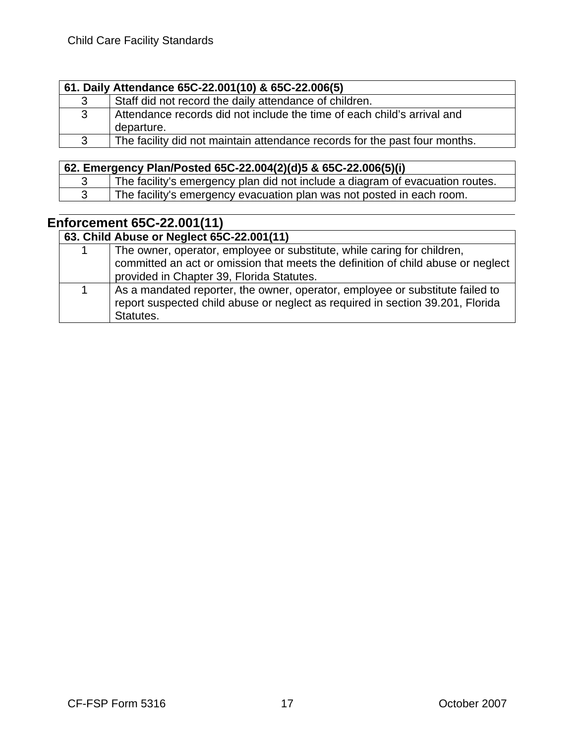| 61. Daily Attendance 65C-22.001(10) & 65C-22.006(5) | |
|---|---|
| 3 | Staff did not record the daily attendance of children. |
| 3 | Attendance records did not include the time of each child's arrival and departure. |
| 3 | The facility did not maintain attendance records for the past four months. |

| 62. Emergency Plan/Posted 65C-22.004(2)(d)5 & 65C-22.006(5)(i) | |
|---|---|
| 3 | The facility's emergency plan did not include a diagram of evacuation routes. |
| 3 | The facility's emergency evacuation plan was not posted in each room. |

## Enforcement 65C-22.001(11)

| 63. Child Abuse or Neglect 65C-22.001(11) | |
|---|---|
| 1 | The owner, operator, employee or substitute, while caring for children, committed an act or omission that meets the definition of child abuse or neglect provided in Chapter 39, Florida Statutes. |
| 1 | As a mandated reporter, the owner, operator, employee or substitute failed to report suspected child abuse or neglect as required in section 39.201, Florida Statutes. |